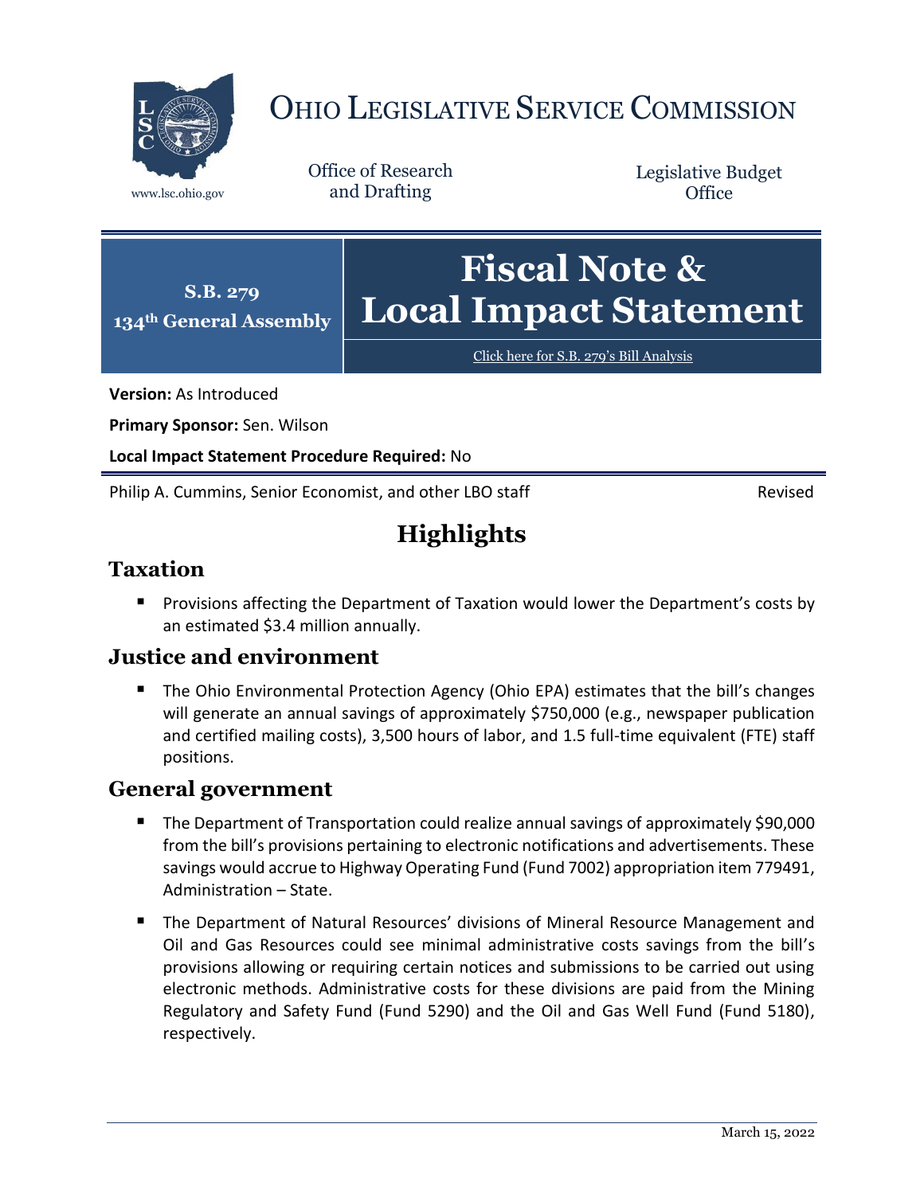# OHIO LEGISLATIVE SERVICE COMMISSION

www.lsc.ohio.gov

Office of Research and Drafting

Legislative Budget Office

**S.B. 279**
**134th General Assembly**

# Fiscal Note & Local Impact Statement

Click here for S.B. 279's Bill Analysis

**Version:** As Introduced

**Primary Sponsor:** Sen. Wilson

**Local Impact Statement Procedure Required:** No

Philip A. Cummins, Senior Economist, and other LBO staff — Revised

## Highlights

### Taxation

- Provisions affecting the Department of Taxation would lower the Department's costs by an estimated $3.4 million annually.

### Justice and environment

- The Ohio Environmental Protection Agency (Ohio EPA) estimates that the bill's changes will generate an annual savings of approximately $750,000 (e.g., newspaper publication and certified mailing costs), 3,500 hours of labor, and 1.5 full-time equivalent (FTE) staff positions.

### General government

- The Department of Transportation could realize annual savings of approximately $90,000 from the bill's provisions pertaining to electronic notifications and advertisements. These savings would accrue to Highway Operating Fund (Fund 7002) appropriation item 779491, Administration – State.
- The Department of Natural Resources' divisions of Mineral Resource Management and Oil and Gas Resources could see minimal administrative costs savings from the bill's provisions allowing or requiring certain notices and submissions to be carried out using electronic methods. Administrative costs for these divisions are paid from the Mining Regulatory and Safety Fund (Fund 5290) and the Oil and Gas Well Fund (Fund 5180), respectively.

March 15, 2022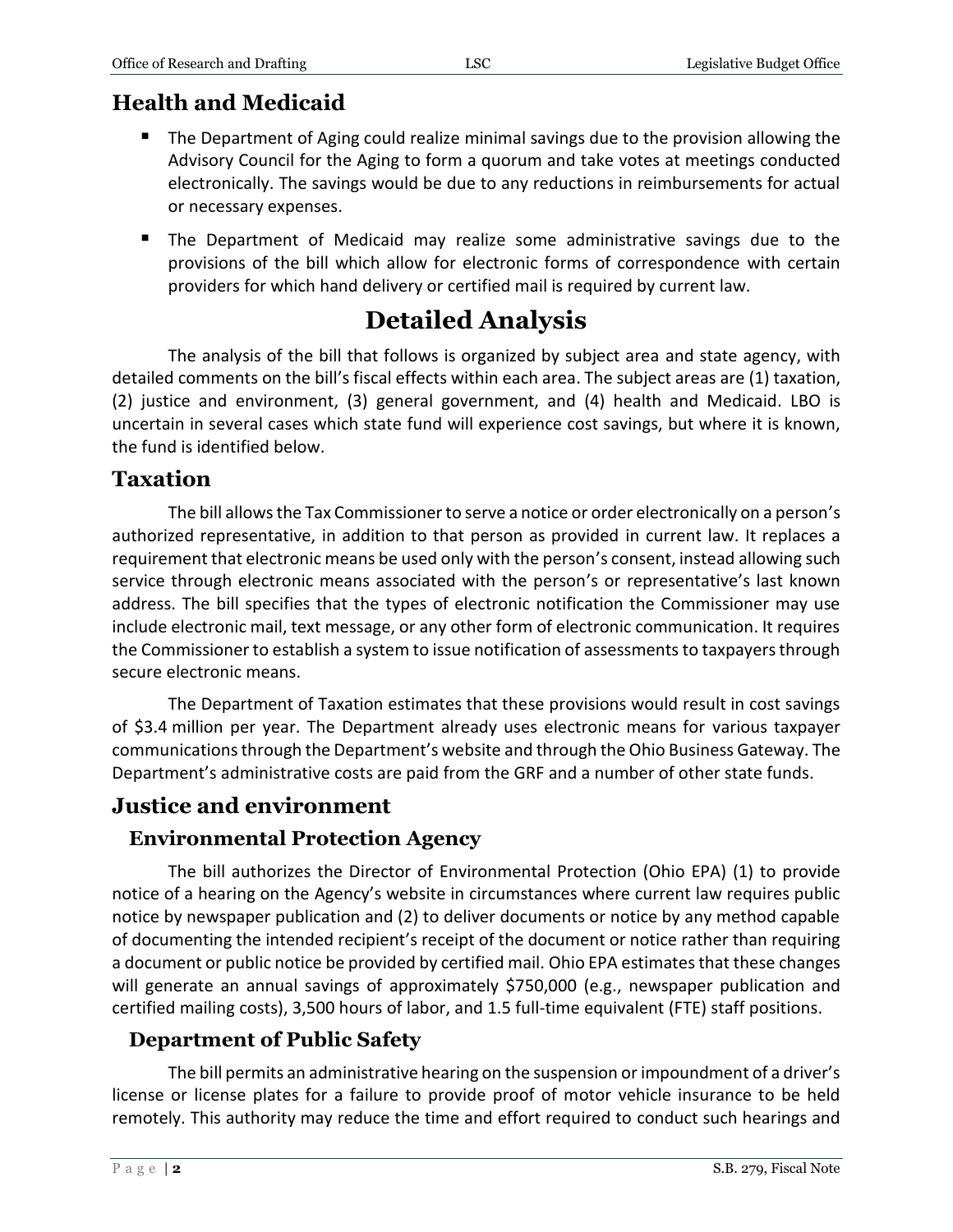## Health and Medicaid

- The Department of Aging could realize minimal savings due to the provision allowing the Advisory Council for the Aging to form a quorum and take votes at meetings conducted electronically. The savings would be due to any reductions in reimbursements for actual or necessary expenses.
- The Department of Medicaid may realize some administrative savings due to the provisions of the bill which allow for electronic forms of correspondence with certain providers for which hand delivery or certified mail is required by current law.

# Detailed Analysis

The analysis of the bill that follows is organized by subject area and state agency, with detailed comments on the bill's fiscal effects within each area. The subject areas are (1) taxation, (2) justice and environment, (3) general government, and (4) health and Medicaid. LBO is uncertain in several cases which state fund will experience cost savings, but where it is known, the fund is identified below.

## Taxation

The bill allows the Tax Commissioner to serve a notice or order electronically on a person's authorized representative, in addition to that person as provided in current law. It replaces a requirement that electronic means be used only with the person's consent, instead allowing such service through electronic means associated with the person's or representative's last known address. The bill specifies that the types of electronic notification the Commissioner may use include electronic mail, text message, or any other form of electronic communication. It requires the Commissioner to establish a system to issue notification of assessments to taxpayers through secure electronic means.

The Department of Taxation estimates that these provisions would result in cost savings of $3.4 million per year. The Department already uses electronic means for various taxpayer communications through the Department's website and through the Ohio Business Gateway. The Department's administrative costs are paid from the GRF and a number of other state funds.

## Justice and environment

### Environmental Protection Agency

The bill authorizes the Director of Environmental Protection (Ohio EPA) (1) to provide notice of a hearing on the Agency's website in circumstances where current law requires public notice by newspaper publication and (2) to deliver documents or notice by any method capable of documenting the intended recipient's receipt of the document or notice rather than requiring a document or public notice be provided by certified mail. Ohio EPA estimates that these changes will generate an annual savings of approximately $750,000 (e.g., newspaper publication and certified mailing costs), 3,500 hours of labor, and 1.5 full-time equivalent (FTE) staff positions.

### Department of Public Safety

The bill permits an administrative hearing on the suspension or impoundment of a driver's license or license plates for a failure to provide proof of motor vehicle insurance to be held remotely. This authority may reduce the time and effort required to conduct such hearings and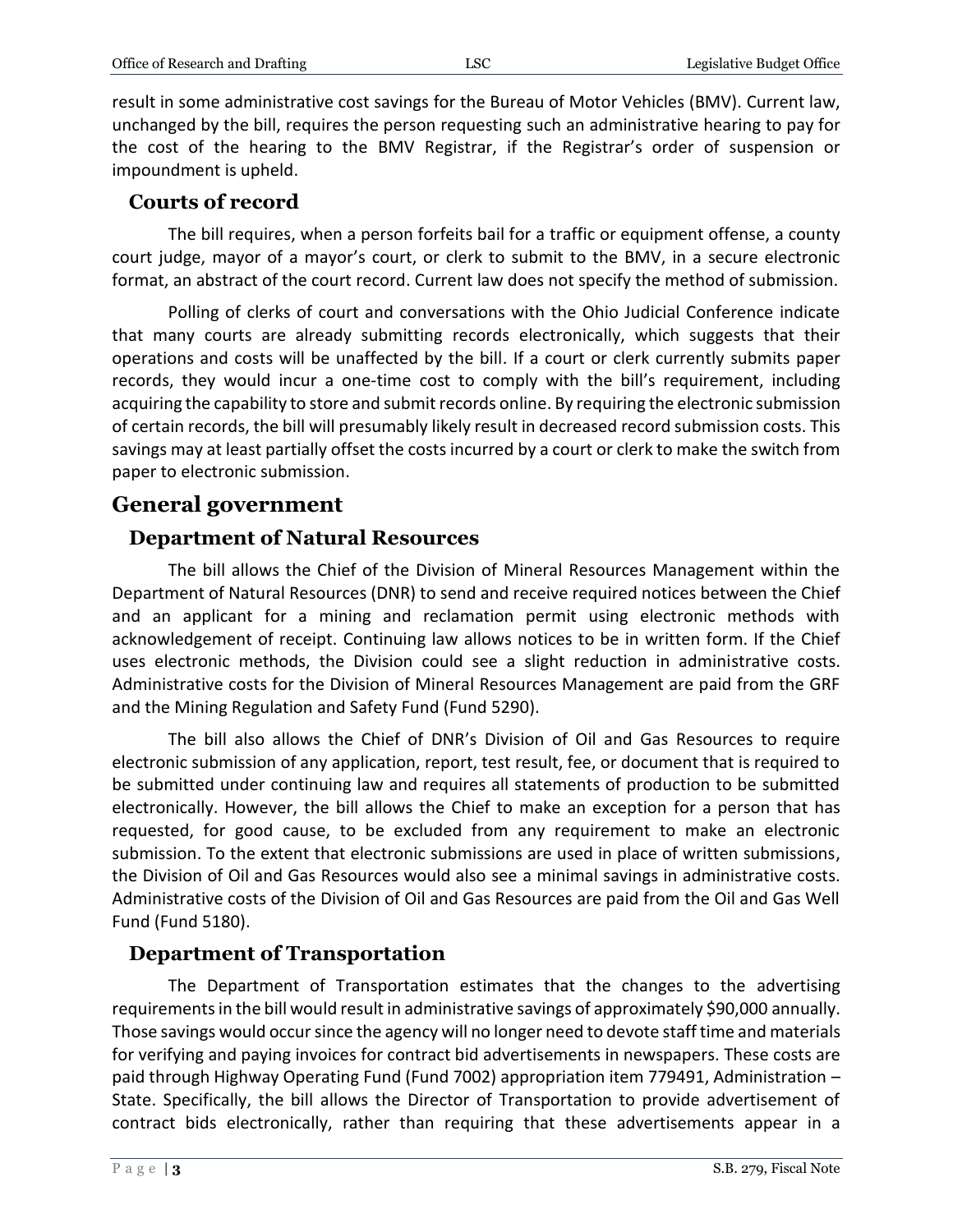result in some administrative cost savings for the Bureau of Motor Vehicles (BMV). Current law, unchanged by the bill, requires the person requesting such an administrative hearing to pay for the cost of the hearing to the BMV Registrar, if the Registrar's order of suspension or impoundment is upheld.

### Courts of record

The bill requires, when a person forfeits bail for a traffic or equipment offense, a county court judge, mayor of a mayor's court, or clerk to submit to the BMV, in a secure electronic format, an abstract of the court record. Current law does not specify the method of submission.

Polling of clerks of court and conversations with the Ohio Judicial Conference indicate that many courts are already submitting records electronically, which suggests that their operations and costs will be unaffected by the bill. If a court or clerk currently submits paper records, they would incur a one-time cost to comply with the bill's requirement, including acquiring the capability to store and submit records online. By requiring the electronic submission of certain records, the bill will presumably likely result in decreased record submission costs. This savings may at least partially offset the costs incurred by a court or clerk to make the switch from paper to electronic submission.

## General government

### Department of Natural Resources

The bill allows the Chief of the Division of Mineral Resources Management within the Department of Natural Resources (DNR) to send and receive required notices between the Chief and an applicant for a mining and reclamation permit using electronic methods with acknowledgement of receipt. Continuing law allows notices to be in written form. If the Chief uses electronic methods, the Division could see a slight reduction in administrative costs. Administrative costs for the Division of Mineral Resources Management are paid from the GRF and the Mining Regulation and Safety Fund (Fund 5290).

The bill also allows the Chief of DNR's Division of Oil and Gas Resources to require electronic submission of any application, report, test result, fee, or document that is required to be submitted under continuing law and requires all statements of production to be submitted electronically. However, the bill allows the Chief to make an exception for a person that has requested, for good cause, to be excluded from any requirement to make an electronic submission. To the extent that electronic submissions are used in place of written submissions, the Division of Oil and Gas Resources would also see a minimal savings in administrative costs. Administrative costs of the Division of Oil and Gas Resources are paid from the Oil and Gas Well Fund (Fund 5180).

### Department of Transportation

The Department of Transportation estimates that the changes to the advertising requirements in the bill would result in administrative savings of approximately $90,000 annually. Those savings would occur since the agency will no longer need to devote staff time and materials for verifying and paying invoices for contract bid advertisements in newspapers. These costs are paid through Highway Operating Fund (Fund 7002) appropriation item 779491, Administration – State. Specifically, the bill allows the Director of Transportation to provide advertisement of contract bids electronically, rather than requiring that these advertisements appear in a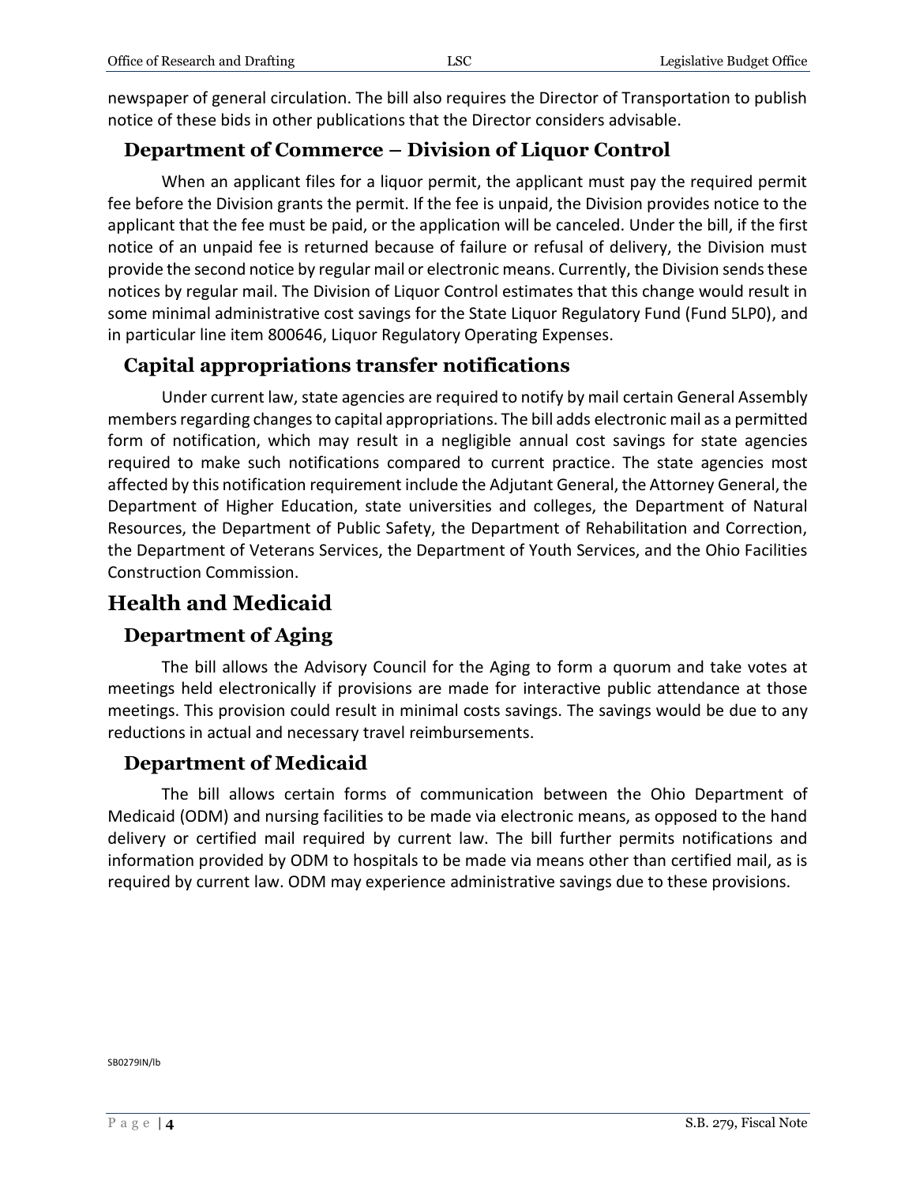newspaper of general circulation. The bill also requires the Director of Transportation to publish notice of these bids in other publications that the Director considers advisable.

### Department of Commerce – Division of Liquor Control

When an applicant files for a liquor permit, the applicant must pay the required permit fee before the Division grants the permit. If the fee is unpaid, the Division provides notice to the applicant that the fee must be paid, or the application will be canceled. Under the bill, if the first notice of an unpaid fee is returned because of failure or refusal of delivery, the Division must provide the second notice by regular mail or electronic means. Currently, the Division sends these notices by regular mail. The Division of Liquor Control estimates that this change would result in some minimal administrative cost savings for the State Liquor Regulatory Fund (Fund 5LP0), and in particular line item 800646, Liquor Regulatory Operating Expenses.

### Capital appropriations transfer notifications

Under current law, state agencies are required to notify by mail certain General Assembly members regarding changes to capital appropriations. The bill adds electronic mail as a permitted form of notification, which may result in a negligible annual cost savings for state agencies required to make such notifications compared to current practice. The state agencies most affected by this notification requirement include the Adjutant General, the Attorney General, the Department of Higher Education, state universities and colleges, the Department of Natural Resources, the Department of Public Safety, the Department of Rehabilitation and Correction, the Department of Veterans Services, the Department of Youth Services, and the Ohio Facilities Construction Commission.

## Health and Medicaid

### Department of Aging

The bill allows the Advisory Council for the Aging to form a quorum and take votes at meetings held electronically if provisions are made for interactive public attendance at those meetings. This provision could result in minimal costs savings. The savings would be due to any reductions in actual and necessary travel reimbursements.

### Department of Medicaid

The bill allows certain forms of communication between the Ohio Department of Medicaid (ODM) and nursing facilities to be made via electronic means, as opposed to the hand delivery or certified mail required by current law. The bill further permits notifications and information provided by ODM to hospitals to be made via means other than certified mail, as is required by current law. ODM may experience administrative savings due to these provisions.

SB0279IN/lb